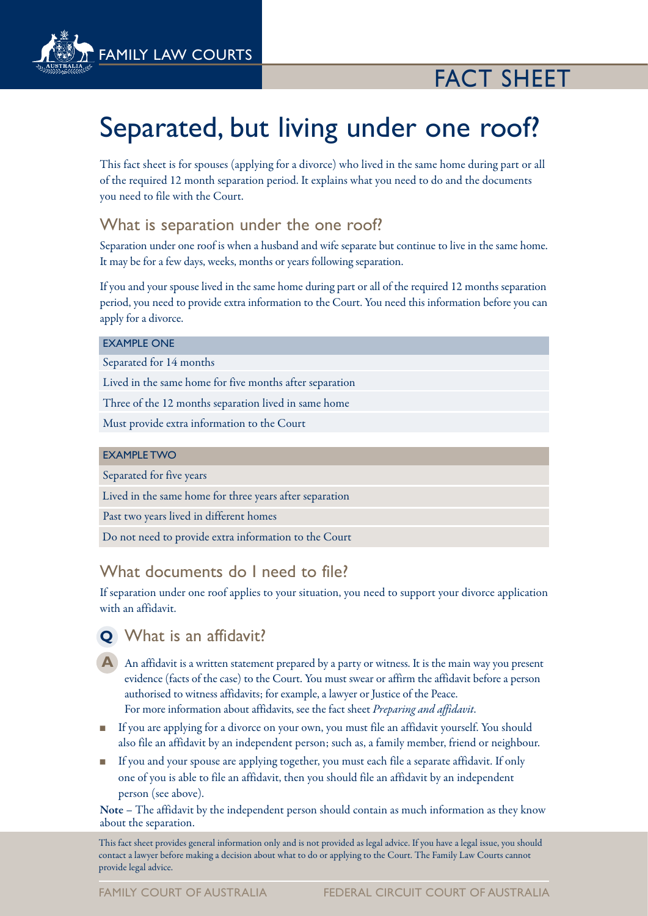FAMILY LAW COURTS

FACT SHEET

# Separated, but living under one roof?

This fact sheet is for spouses (applying for a divorce) who lived in the same home during part or all of the required 12 month separation period. It explains what you need to do and the documents you need to file with the Court.

## What is separation under the one roof?

Separation under one roof is when a husband and wife separate but continue to live in the same home. It may be for a few days, weeks, months or years following separation.

If you and your spouse lived in the same home during part or all of the required 12 months separation period, you need to provide extra information to the Court. You need this information before you can apply for a divorce.

| EXAMPLE ONE |
| --- |
| Separated for 14 months |
| Lived in the same home for five months after separation |
| Three of the 12 months separation lived in same home |
| Must provide extra information to the Court |

| EXAMPLE TWO |
| --- |
| Separated for five years |
| Lived in the same home for three years after separation |
| Past two years lived in different homes |
| Do not need to provide extra information to the Court |

## What documents do I need to file?

If separation under one roof applies to your situation, you need to support your divorce application with an affidavit.

### Q What is an affidavit?

**A** An affidavit is a written statement prepared by a party or witness. It is the main way you present evidence (facts of the case) to the Court. You must swear or affirm the affidavit before a person authorised to witness affidavits; for example, a lawyer or Justice of the Peace.
For more information about affidavits, see the fact sheet *Preparing and affidavit*.

- If you are applying for a divorce on your own, you must file an affidavit yourself. You should also file an affidavit by an independent person; such as, a family member, friend or neighbour.
- If you and your spouse are applying together, you must each file a separate affidavit. If only one of you is able to file an affidavit, then you should file an affidavit by an independent person (see above).

**Note** – The affidavit by the independent person should contain as much information as they know about the separation.

This fact sheet provides general information only and is not provided as legal advice. If you have a legal issue, you should contact a lawyer before making a decision about what to do or applying to the Court. The Family Law Courts cannot provide legal advice.

FAMILY COURT OF AUSTRALIA FEDERAL CIRCUIT COURT OF AUSTRALIA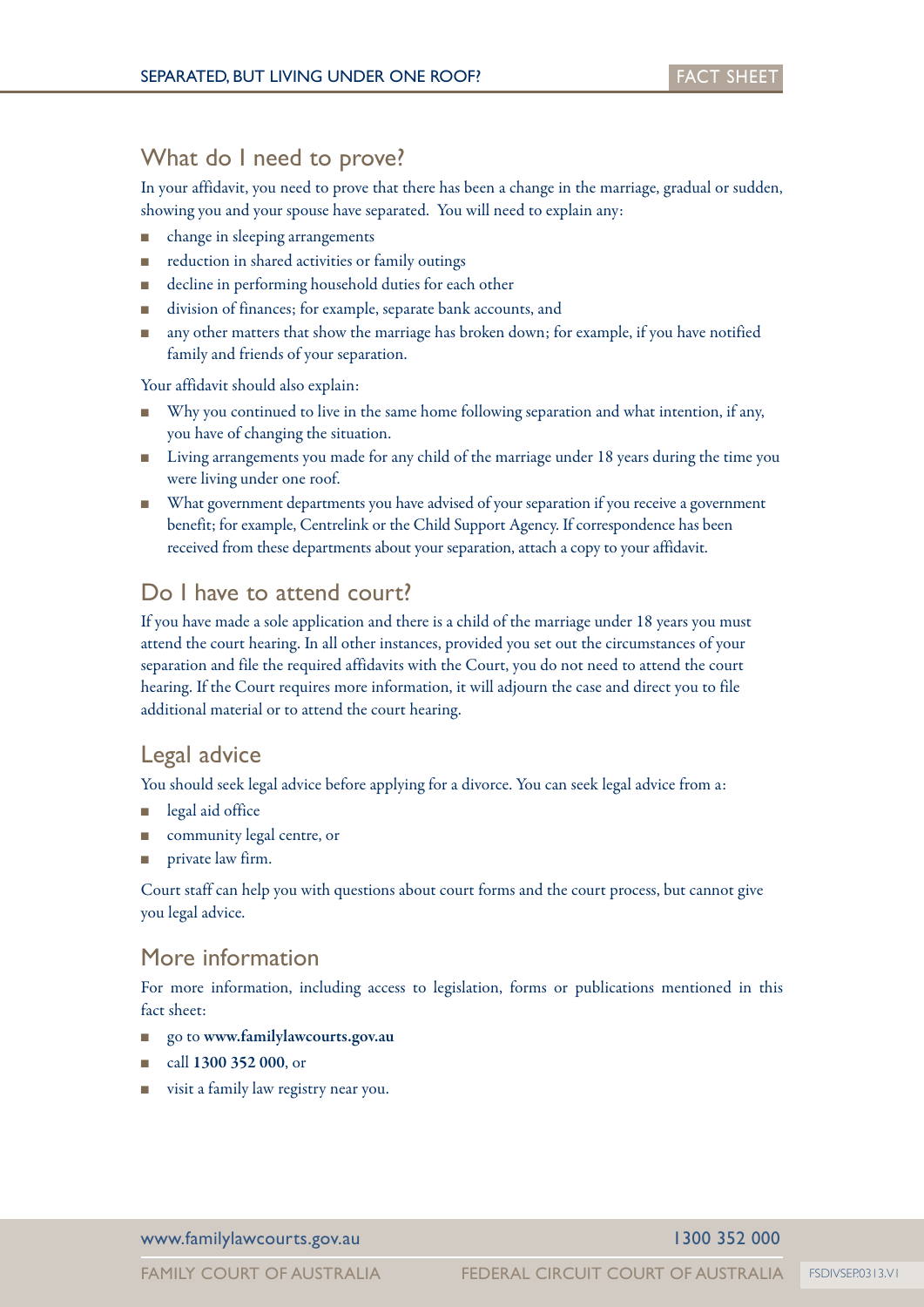## What do I need to prove?

In your affidavit, you need to prove that there has been a change in the marriage, gradual or sudden, showing you and your spouse have separated. You will need to explain any:

- change in sleeping arrangements
- reduction in shared activities or family outings
- decline in performing household duties for each other
- division of finances; for example, separate bank accounts, and
- any other matters that show the marriage has broken down; for example, if you have notified family and friends of your separation.

Your affidavit should also explain:

- Why you continued to live in the same home following separation and what intention, if any, you have of changing the situation.
- Living arrangements you made for any child of the marriage under 18 years during the time you were living under one roof.
- What government departments you have advised of your separation if you receive a government benefit; for example, Centrelink or the Child Support Agency. If correspondence has been received from these departments about your separation, attach a copy to your affidavit.

## Do I have to attend court?

If you have made a sole application and there is a child of the marriage under 18 years you must attend the court hearing. In all other instances, provided you set out the circumstances of your separation and file the required affidavits with the Court, you do not need to attend the court hearing. If the Court requires more information, it will adjourn the case and direct you to file additional material or to attend the court hearing.

## Legal advice

You should seek legal advice before applying for a divorce. You can seek legal advice from a:

- legal aid office
- community legal centre, or
- private law firm.

Court staff can help you with questions about court forms and the court process, but cannot give you legal advice.

## More information

For more information, including access to legislation, forms or publications mentioned in this fact sheet:

- go to **www.familylawcourts.gov.au**
- call **1300 352 000**, or
- visit a family law registry near you.